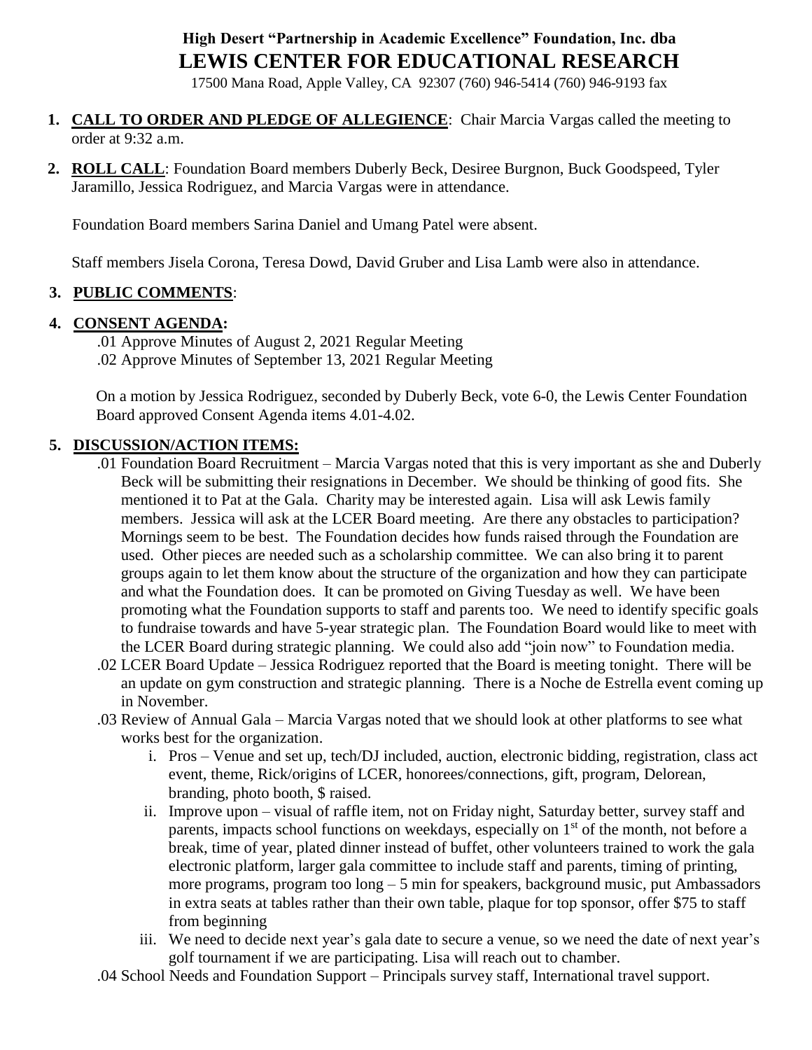# High Desert "Partnership in Academic Excellence" Foundation, Inc. dba
# LEWIS CENTER FOR EDUCATIONAL RESEARCH

17500 Mana Road, Apple Valley, CA 92307 (760) 946-5414 (760) 946-9193 fax

1. **CALL TO ORDER AND PLEDGE OF ALLEGIENCE**: Chair Marcia Vargas called the meeting to order at 9:32 a.m.

2. **ROLL CALL**: Foundation Board members Duberly Beck, Desiree Burgnon, Buck Goodspeed, Tyler Jaramillo, Jessica Rodriguez, and Marcia Vargas were in attendance.

   Foundation Board members Sarina Daniel and Umang Patel were absent.

   Staff members Jisela Corona, Teresa Dowd, David Gruber and Lisa Lamb were also in attendance.

3. **PUBLIC COMMENTS**:

4. **CONSENT AGENDA:**

   .01 Approve Minutes of August 2, 2021 Regular Meeting
   .02 Approve Minutes of September 13, 2021 Regular Meeting

   On a motion by Jessica Rodriguez, seconded by Duberly Beck, vote 6-0, the Lewis Center Foundation Board approved Consent Agenda items 4.01-4.02.

5. **DISCUSSION/ACTION ITEMS:**

   .01 Foundation Board Recruitment – Marcia Vargas noted that this is very important as she and Duberly Beck will be submitting their resignations in December. We should be thinking of good fits. She mentioned it to Pat at the Gala. Charity may be interested again. Lisa will ask Lewis family members. Jessica will ask at the LCER Board meeting. Are there any obstacles to participation? Mornings seem to be best. The Foundation decides how funds raised through the Foundation are used. Other pieces are needed such as a scholarship committee. We can also bring it to parent groups again to let them know about the structure of the organization and how they can participate and what the Foundation does. It can be promoted on Giving Tuesday as well. We have been promoting what the Foundation supports to staff and parents too. We need to identify specific goals to fundraise towards and have 5-year strategic plan. The Foundation Board would like to meet with the LCER Board during strategic planning. We could also add "join now" to Foundation media.

   .02 LCER Board Update – Jessica Rodriguez reported that the Board is meeting tonight. There will be an update on gym construction and strategic planning. There is a Noche de Estrella event coming up in November.

   .03 Review of Annual Gala – Marcia Vargas noted that we should look at other platforms to see what works best for the organization.

   i. Pros – Venue and set up, tech/DJ included, auction, electronic bidding, registration, class act event, theme, Rick/origins of LCER, honorees/connections, gift, program, Delorean, branding, photo booth, $ raised.

   ii. Improve upon – visual of raffle item, not on Friday night, Saturday better, survey staff and parents, impacts school functions on weekdays, especially on 1st of the month, not before a break, time of year, plated dinner instead of buffet, other volunteers trained to work the gala electronic platform, larger gala committee to include staff and parents, timing of printing, more programs, program too long – 5 min for speakers, background music, put Ambassadors in extra seats at tables rather than their own table, plaque for top sponsor, offer $75 to staff from beginning

   iii. We need to decide next year's gala date to secure a venue, so we need the date of next year's golf tournament if we are participating. Lisa will reach out to chamber.

   .04 School Needs and Foundation Support – Principals survey staff, International travel support.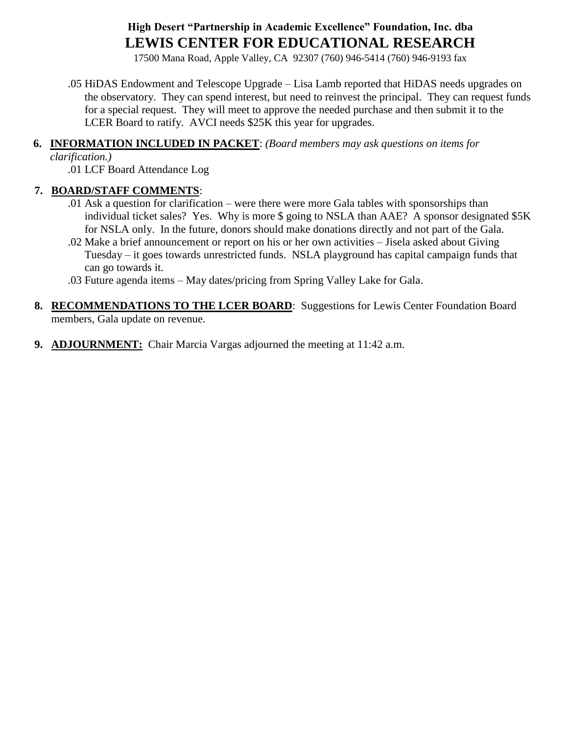**High Desert "Partnership in Academic Excellence" Foundation, Inc. dba**
**LEWIS CENTER FOR EDUCATIONAL RESEARCH**
17500 Mana Road, Apple Valley, CA 92307 (760) 946-5414 (760) 946-9193 fax

.05 HiDAS Endowment and Telescope Upgrade – Lisa Lamb reported that HiDAS needs upgrades on the observatory. They can spend interest, but need to reinvest the principal. They can request funds for a special request. They will meet to approve the needed purchase and then submit it to the LCER Board to ratify. AVCI needs $25K this year for upgrades.

6. **INFORMATION INCLUDED IN PACKET**: *(Board members may ask questions on items for clarification.)*
   .01 LCF Board Attendance Log

7. **BOARD/STAFF COMMENTS**:
   .01 Ask a question for clarification – were there were more Gala tables with sponsorships than individual ticket sales? Yes. Why is more $ going to NSLA than AAE? A sponsor designated $5K for NSLA only. In the future, donors should make donations directly and not part of the Gala.
   .02 Make a brief announcement or report on his or her own activities – Jisela asked about Giving Tuesday – it goes towards unrestricted funds. NSLA playground has capital campaign funds that can go towards it.
   .03 Future agenda items – May dates/pricing from Spring Valley Lake for Gala.

8. **RECOMMENDATIONS TO THE LCER BOARD**: Suggestions for Lewis Center Foundation Board members, Gala update on revenue.

9. **ADJOURNMENT:** Chair Marcia Vargas adjourned the meeting at 11:42 a.m.